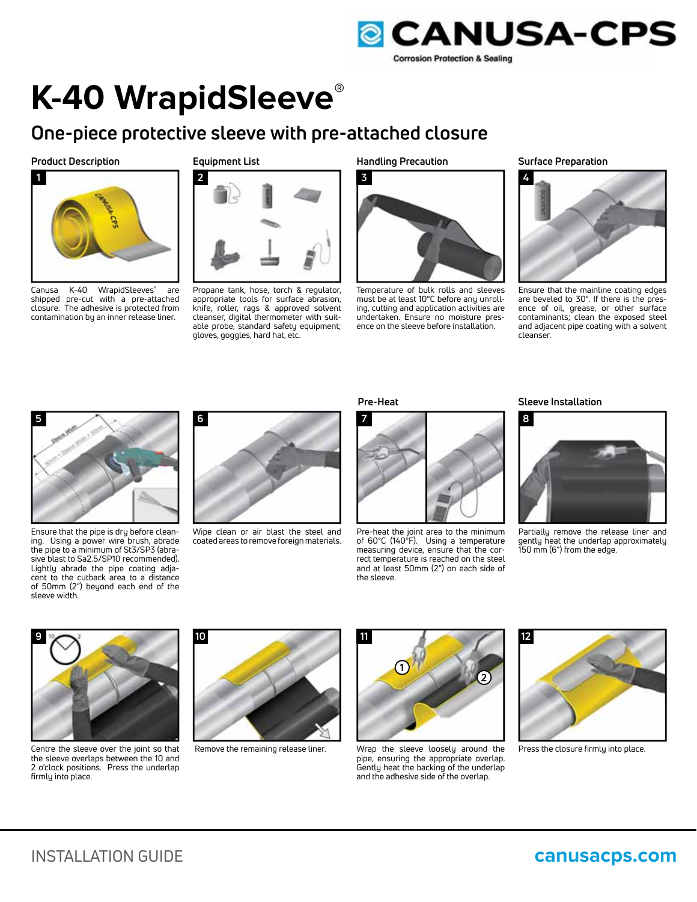CANUSA-CPS

Corrosion Protection & Sealing

# K-40 WrapidSleeve®

## One-piece protective sleeve with pre-attached closure

### Product Description

**1**

Canusa K-40 WrapidSleeves® are shipped pre-cut with a pre-attached closure. The adhesive is protected from contamination by an inner release liner.

### Equipment List

**2**

Propane tank, hose, torch & regulator, appropriate tools for surface abrasion, knife, roller, rags & approved solvent cleanser, digital thermometer with suitable probe, standard safety equipment; gloves, goggles, hard hat, etc.

### Handling Precaution

**3**

Temperature of bulk rolls and sleeves must be at least 10°C before any unrolling, cutting and application activities are undertaken. Ensure no moisture presence on the sleeve before installation.

### Surface Preparation

**4**

Ensure that the mainline coating edges are beveled to 30°. If there is the presence of oil, grease, or other surface contaminants; clean the exposed steel and adjacent pipe coating with a solvent cleanser.

**5**

Ensure that the pipe is dry before cleaning. Using a power wire brush, abrade the pipe to a minimum of St3/SP3 (abrasive blast to Sa2.5/SP10 recommended). Lightly abrade the pipe coating adjacent to the cutback area to a distance of 50mm (2") beyond each end of the sleeve width.

**6**

Wipe clean or air blast the steel and coated areas to remove foreign materials.

### Pre-Heat

**7**

Pre-heat the joint area to the minimum of 60°C (140°F). Using a temperature measuring device, ensure that the correct temperature is reached on the steel and at least 50mm (2") on each side of the sleeve.

### Sleeve Installation

**8**

Partially remove the release liner and gently heat the underlap approximately 150 mm (6") from the edge.

**9**

Centre the sleeve over the joint so that the sleeve overlaps between the 10 and 2 o'clock positions. Press the underlap firmly into place.

**10**

Remove the remaining release liner.

**11**

Wrap the sleeve loosely around the pipe, ensuring the appropriate overlap. Gently heat the backing of the underlap and the adhesive side of the overlap.

**12**

Press the closure firmly into place.

INSTALLATION GUIDE

canusacps.com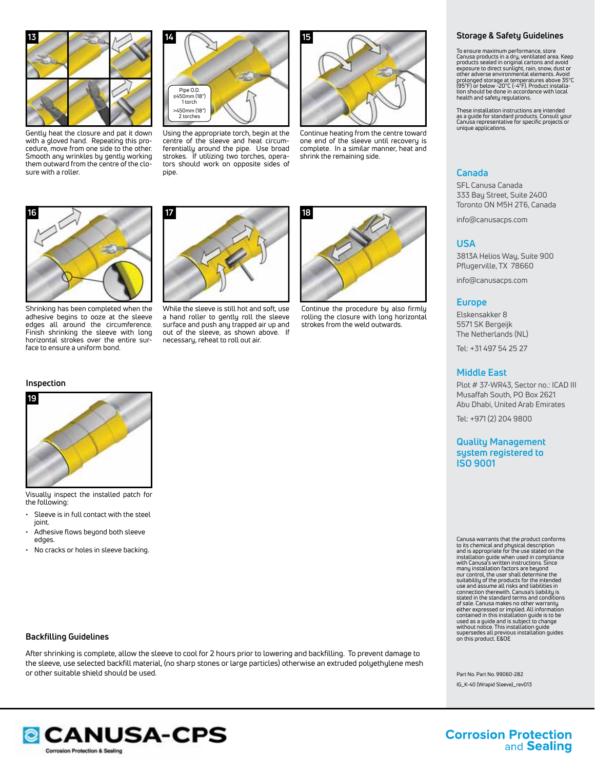13

Gently heat the closure and pat it down with a gloved hand. Repeating this procedure, move from one side to the other. Smooth any wrinkles by gently working them outward from the centre of the closure with a roller.

14

Pipe O.D.
≤450mm (18")
1 torch
>450mm (18")
2 torches

Using the appropriate torch, begin at the centre of the sleeve and heat circumferentially around the pipe. Use broad strokes. If utilizing two torches, operators should work on opposite sides of pipe.

15

Continue heating from the centre toward one end of the sleeve until recovery is complete. In a similar manner, heat and shrink the remaining side.

16

Shrinking has been completed when the adhesive begins to ooze at the sleeve edges all around the circumference. Finish shrinking the sleeve with long horizontal strokes over the entire surface to ensure a uniform bond.

17

While the sleeve is still hot and soft, use a hand roller to gently roll the sleeve surface and push any trapped air up and out of the sleeve, as shown above. If necessary, reheat to roll out air.

18

Continue the procedure by also firmly rolling the closure with long horizontal strokes from the weld outwards.

## Inspection

19

Visually inspect the installed patch for the following:

- Sleeve is in full contact with the steel joint.
- Adhesive flows beyond both sleeve edges.
- No cracks or holes in sleeve backing.

## Backfilling Guidelines

After shrinking is complete, allow the sleeve to cool for 2 hours prior to lowering and backfilling. To prevent damage to the sleeve, use selected backfill material, (no sharp stones or large particles) otherwise an extruded polyethylene mesh or other suitable shield should be used.

## Storage & Safety Guidelines

To ensure maximum performance, store Canusa products in a dry, ventilated area. Keep products sealed in original cartons and avoid exposure to direct sunlight, rain, snow, dust or other adverse environmental elements. Avoid prolonged storage at temperatures above 35°C (95°F) or below -20°C (-4°F). Product installation should be done in accordance with local health and safety regulations.

These installation instructions are intended as a guide for standard products. Consult your Canusa representative for specific projects or unique applications.

## Canada

SFL Canusa Canada
333 Bay Street, Suite 2400
Toronto ON M5H 2T6, Canada

info@canusacps.com

## USA

3813A Helios Way, Suite 900
Pflugerville, TX 78660

info@canusacps.com

## Europe

Elskensakker 8
5571 SK Bergeijk
The Netherlands (NL)

Tel: +31 497 54 25 27

## Middle East

Plot # 37-WR43, Sector no.: ICAD III
Musaffah South, PO Box 2621
Abu Dhabi, United Arab Emirates

Tel: +971 (2) 204 9800

## Quality Management system registered to ISO 9001

Canusa warrants that the product conforms to its chemical and physical description and is appropriate for the use stated on the installation guide when used in compliance with Canusa's written instructions. Since many installation factors are beyond our control, the user shall determine the suitability of the products for the intended use and assume all risks and liabilities in connection therewith. Canusa's liability is stated in the standard terms and conditions of sale. Canusa makes no other warranty either expressed or implied. All information contained in this installation guide is to be used as a guide and is subject to change without notice. This installation guide supersedes all previous installation guides on this product. E&OE

Part No. Part No. 99060-282

IG_K-40 (Wrapid Sleeve)_rev013

CANUSA-CPS
Corrosion Protection & Sealing

Corrosion Protection and Sealing